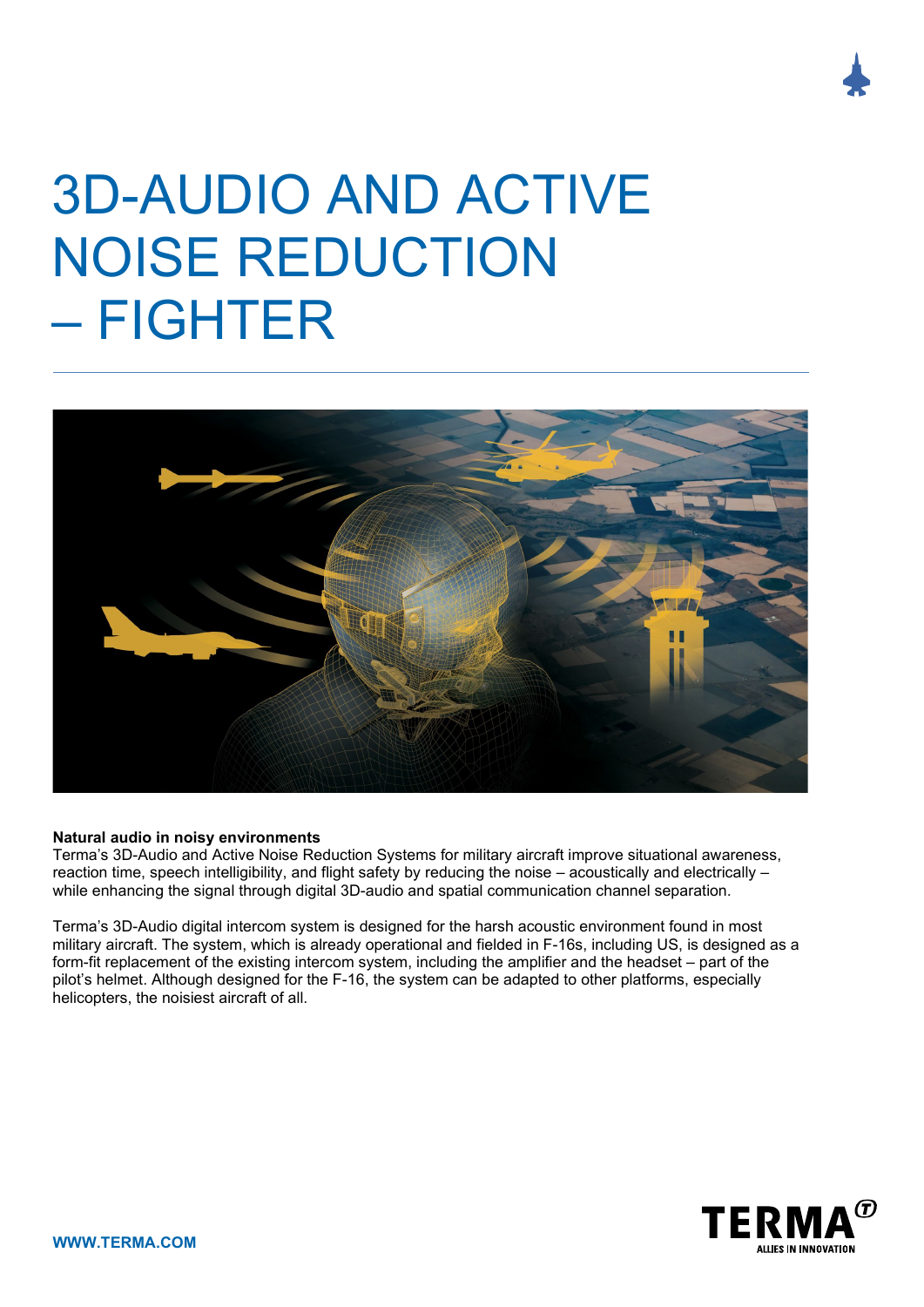# 3D-AUDIO AND ACTIVE NOISE REDUCTION – FIGHTER

**Natural audio in noisy environments**

Terma's 3D-Audio and Active Noise Reduction Systems for military aircraft improve situational awareness, reaction time, speech intelligibility, and flight safety by reducing the noise – acoustically and electrically – while enhancing the signal through digital 3D-audio and spatial communication channel separation.

Terma's 3D-Audio digital intercom system is designed for the harsh acoustic environment found in most military aircraft. The system, which is already operational and fielded in F-16s, including US, is designed as a form-fit replacement of the existing intercom system, including the amplifier and the headset – part of the pilot's helmet. Although designed for the F-16, the system can be adapted to other platforms, especially helicopters, the noisiest aircraft of all.

WWW.TERMA.COM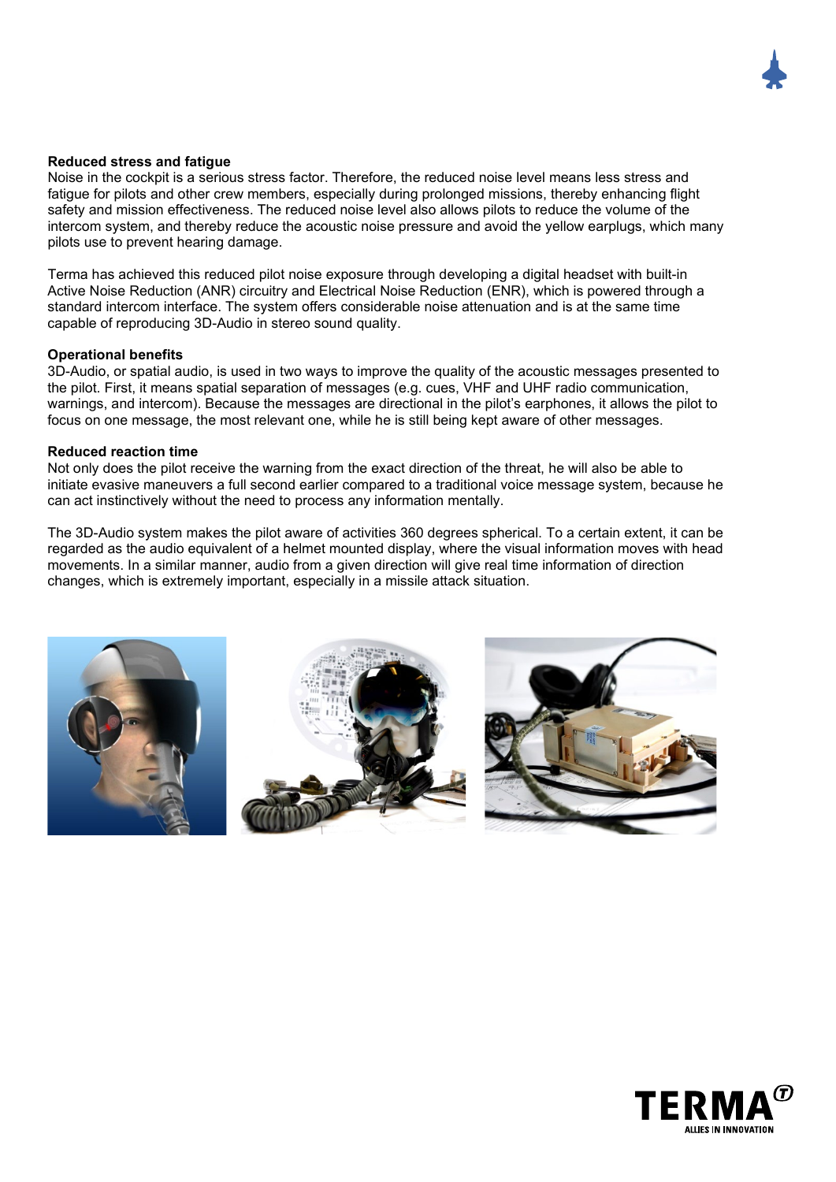**Reduced stress and fatigue**

Noise in the cockpit is a serious stress factor. Therefore, the reduced noise level means less stress and fatigue for pilots and other crew members, especially during prolonged missions, thereby enhancing flight safety and mission effectiveness. The reduced noise level also allows pilots to reduce the volume of the intercom system, and thereby reduce the acoustic noise pressure and avoid the yellow earplugs, which many pilots use to prevent hearing damage.

Terma has achieved this reduced pilot noise exposure through developing a digital headset with built-in Active Noise Reduction (ANR) circuitry and Electrical Noise Reduction (ENR), which is powered through a standard intercom interface. The system offers considerable noise attenuation and is at the same time capable of reproducing 3D-Audio in stereo sound quality.

**Operational benefits**

3D-Audio, or spatial audio, is used in two ways to improve the quality of the acoustic messages presented to the pilot. First, it means spatial separation of messages (e.g. cues, VHF and UHF radio communication, warnings, and intercom). Because the messages are directional in the pilot's earphones, it allows the pilot to focus on one message, the most relevant one, while he is still being kept aware of other messages.

**Reduced reaction time**

Not only does the pilot receive the warning from the exact direction of the threat, he will also be able to initiate evasive maneuvers a full second earlier compared to a traditional voice message system, because he can act instinctively without the need to process any information mentally.

The 3D-Audio system makes the pilot aware of activities 360 degrees spherical. To a certain extent, it can be regarded as the audio equivalent of a helmet mounted display, where the visual information moves with head movements. In a similar manner, audio from a given direction will give real time information of direction changes, which is extremely important, especially in a missile attack situation.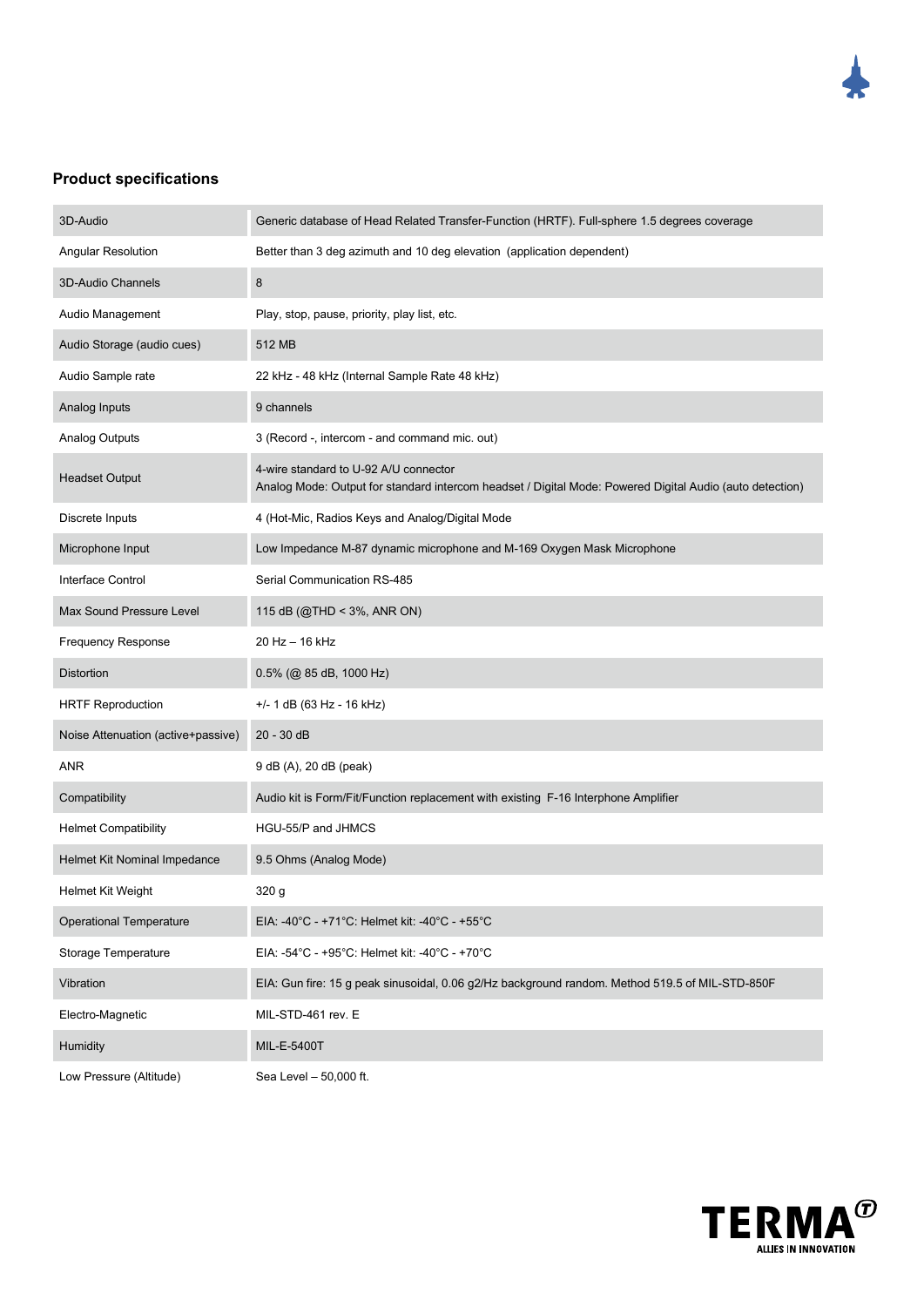### Product specifications

| | |
|---|---|
| 3D-Audio | Generic database of Head Related Transfer-Function (HRTF). Full-sphere 1.5 degrees coverage |
| Angular Resolution | Better than 3 deg azimuth and 10 deg elevation (application dependent) |
| 3D-Audio Channels | 8 |
| Audio Management | Play, stop, pause, priority, play list, etc. |
| Audio Storage (audio cues) | 512 MB |
| Audio Sample rate | 22 kHz - 48 kHz (Internal Sample Rate 48 kHz) |
| Analog Inputs | 9 channels |
| Analog Outputs | 3 (Record -, intercom - and command mic. out) |
| Headset Output | 4-wire standard to U-92 A/U connector<br>Analog Mode: Output for standard intercom headset / Digital Mode: Powered Digital Audio (auto detection) |
| Discrete Inputs | 4 (Hot-Mic, Radios Keys and Analog/Digital Mode |
| Microphone Input | Low Impedance M-87 dynamic microphone and M-169 Oxygen Mask Microphone |
| Interface Control | Serial Communication RS-485 |
| Max Sound Pressure Level | 115 dB (@THD < 3%, ANR ON) |
| Frequency Response | 20 Hz – 16 kHz |
| Distortion | 0.5% (@ 85 dB, 1000 Hz) |
| HRTF Reproduction | +/- 1 dB (63 Hz - 16 kHz) |
| Noise Attenuation (active+passive) | 20 - 30 dB |
| ANR | 9 dB (A), 20 dB (peak) |
| Compatibility | Audio kit is Form/Fit/Function replacement with existing F-16 Interphone Amplifier |
| Helmet Compatibility | HGU-55/P and JHMCS |
| Helmet Kit Nominal Impedance | 9.5 Ohms (Analog Mode) |
| Helmet Kit Weight | 320 g |
| Operational Temperature | EIA: -40°C - +71°C: Helmet kit: -40°C - +55°C |
| Storage Temperature | EIA: -54°C - +95°C: Helmet kit: -40°C - +70°C |
| Vibration | EIA: Gun fire: 15 g peak sinusoidal, 0.06 g2/Hz background random. Method 519.5 of MIL-STD-850F |
| Electro-Magnetic | MIL-STD-461 rev. E |
| Humidity | MIL-E-5400T |
| Low Pressure (Altitude) | Sea Level – 50,000 ft. |

TERMA
ALLIES IN INNOVATION